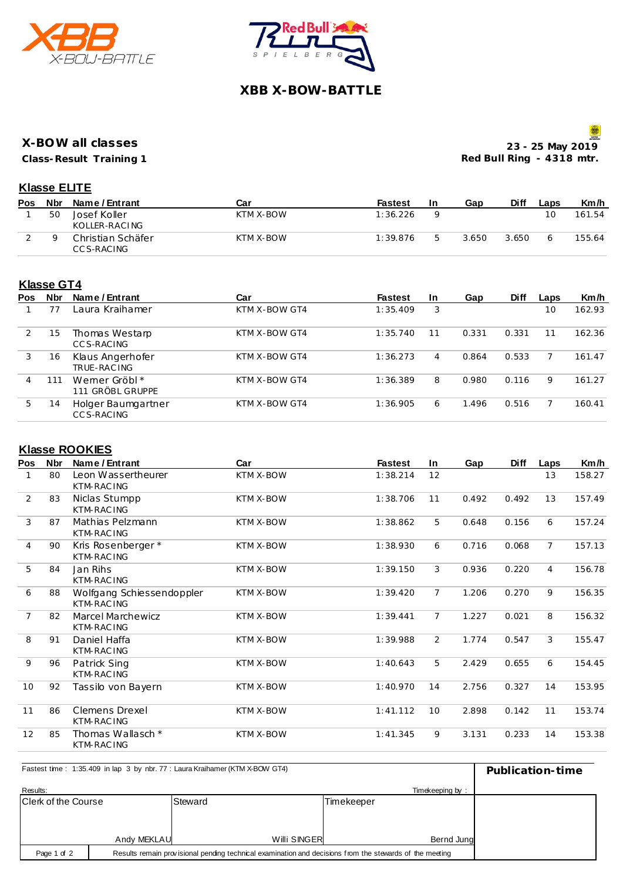# XBB X-BOW-BATTLE

## X-BOW all classes

**Class-Result Training 1**

**23 - 25 May 2019**
**Red Bull Ring - 4318 mtr.**

### Klasse ELITE

| Pos | Nbr | Name / Entrant | Car | Fastest | In | Gap | Diff | Laps | Km/h |
|---|---|---|---|---|---|---|---|---|---|
| 1 | 50 | Josef Koller<br>KOLLER-RACING | KTM X-BOW | 1:36.226 | 9 | | | 10 | 161.54 |
| 2 | 9 | Christian Schäfer<br>CCS-RACING | KTM X-BOW | 1:39.876 | 5 | 3.650 | 3.650 | 6 | 155.64 |

### Klasse GT4

| Pos | Nbr | Name / Entrant | Car | Fastest | In | Gap | Diff | Laps | Km/h |
|---|---|---|---|---|---|---|---|---|---|
| 1 | 77 | Laura Kraihamer | KTM X-BOW GT4 | 1:35.409 | 3 | | | 10 | 162.93 |
| 2 | 15 | Thomas Westarp<br>CCS-RACING | KTM X-BOW GT4 | 1:35.740 | 11 | 0.331 | 0.331 | 11 | 162.36 |
| 3 | 16 | Klaus Angerhofer<br>TRUE-RACING | KTM X-BOW GT4 | 1:36.273 | 4 | 0.864 | 0.533 | 7 | 161.47 |
| 4 | 111 | Werner Gröbl *<br>111 GRÖBL GRUPPE | KTM X-BOW GT4 | 1:36.389 | 8 | 0.980 | 0.116 | 9 | 161.27 |
| 5 | 14 | Holger Baumgartner<br>CCS-RACING | KTM X-BOW GT4 | 1:36.905 | 6 | 1.496 | 0.516 | 7 | 160.41 |

### Klasse ROOKIES

| Pos | Nbr | Name / Entrant | Car | Fastest | In | Gap | Diff | Laps | Km/h |
|---|---|---|---|---|---|---|---|---|---|
| 1 | 80 | Leon Wassertheurer<br>KTM-RACING | KTM X-BOW | 1:38.214 | 12 | | | 13 | 158.27 |
| 2 | 83 | Niclas Stumpp<br>KTM-RACING | KTM X-BOW | 1:38.706 | 11 | 0.492 | 0.492 | 13 | 157.49 |
| 3 | 87 | Mathias Pelzmann<br>KTM-RACING | KTM X-BOW | 1:38.862 | 5 | 0.648 | 0.156 | 6 | 157.24 |
| 4 | 90 | Kris Rosenberger *<br>KTM-RACING | KTM X-BOW | 1:38.930 | 6 | 0.716 | 0.068 | 7 | 157.13 |
| 5 | 84 | Jan Rihs<br>KTM-RACING | KTM X-BOW | 1:39.150 | 3 | 0.936 | 0.220 | 4 | 156.78 |
| 6 | 88 | Wolfgang Schiessendoppler<br>KTM-RACING | KTM X-BOW | 1:39.420 | 7 | 1.206 | 0.270 | 9 | 156.35 |
| 7 | 82 | Marcel Marchewicz<br>KTM-RACING | KTM X-BOW | 1:39.441 | 7 | 1.227 | 0.021 | 8 | 156.32 |
| 8 | 91 | Daniel Haffa<br>KTM-RACING | KTM X-BOW | 1:39.988 | 2 | 1.774 | 0.547 | 3 | 155.47 |
| 9 | 96 | Patrick Sing<br>KTM-RACING | KTM X-BOW | 1:40.643 | 5 | 2.429 | 0.655 | 6 | 154.45 |
| 10 | 92 | Tassilo von Bayern | KTM X-BOW | 1:40.970 | 14 | 2.756 | 0.327 | 14 | 153.95 |
| 11 | 86 | Clemens Drexel<br>KTM-RACING | KTM X-BOW | 1:41.112 | 10 | 2.898 | 0.142 | 11 | 153.74 |
| 12 | 85 | Thomas Wallasch *<br>KTM-RACING | KTM X-BOW | 1:41.345 | 9 | 3.131 | 0.233 | 14 | 153.38 |

Fastest time : 1:35.409 in lap 3 by nbr. 77 : Laura Kraihamer (KTM X-BOW GT4)

**Publication-time**

Results: Timekeeping by :

| Clerk of the Course | Steward | Timekeeper |
|---|---|---|
| Andy MEKLAU | Willi SINGER | Bernd Jung |

Results remain provisional pending technical examination and decisions from the stewards of the meeting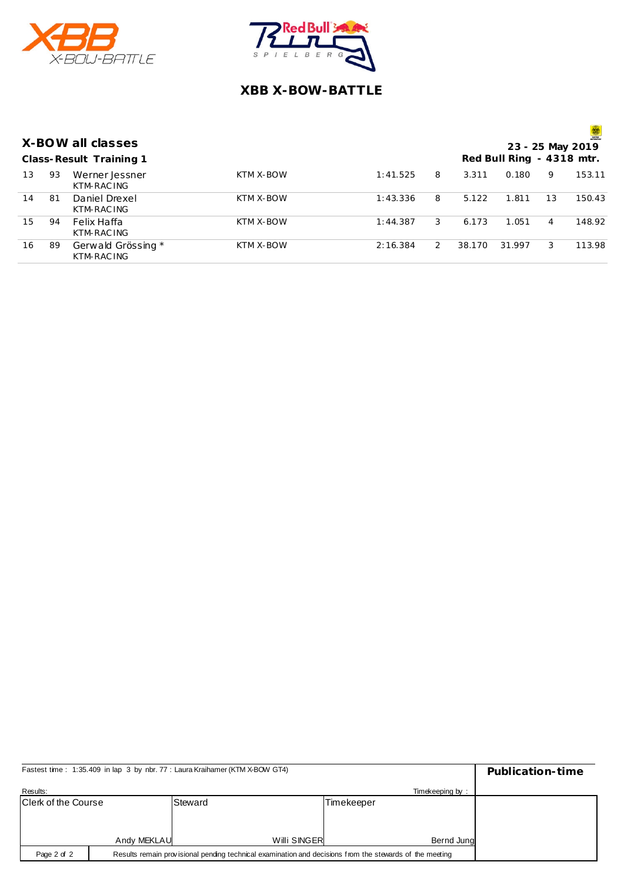# XBB X-BOW-BATTLE

## X-BOW all classes

**Class-Result Training 1**

**23 - 25 May 2019**

**Red Bull Ring - 4318 mtr.**

| | | | | | | | | | |
|---|---|---|---|---|---|---|---|---|---|
| 13 | 93 | Werner Jessner<br>KTM-RACING | KTM X-BOW | 1:41.525 | 8 | 3.311 | 0.180 | 9 | 153.11 |
| 14 | 81 | Daniel Drexel<br>KTM-RACING | KTM X-BOW | 1:43.336 | 8 | 5.122 | 1.811 | 13 | 150.43 |
| 15 | 94 | Felix Haffa<br>KTM-RACING | KTM X-BOW | 1:44.387 | 3 | 6.173 | 1.051 | 4 | 148.92 |
| 16 | 89 | Gerwald Grössing *<br>KTM-RACING | KTM X-BOW | 2:16.384 | 2 | 38.170 | 31.997 | 3 | 113.98 |

Fastest time : 1:35.409 in lap 3 by nbr. 77 : Laura Kraihamer (KTM X-BOW GT4)

**Publication-time**

Results:

Timekeeping by :

| Clerk of the Course | Steward | Timekeeper |
|---|---|---|
| Andy MEKLAU | Willi SINGER | Bernd Jung |

Results remain provisional pending technical examination and decisions from the stewards of the meeting